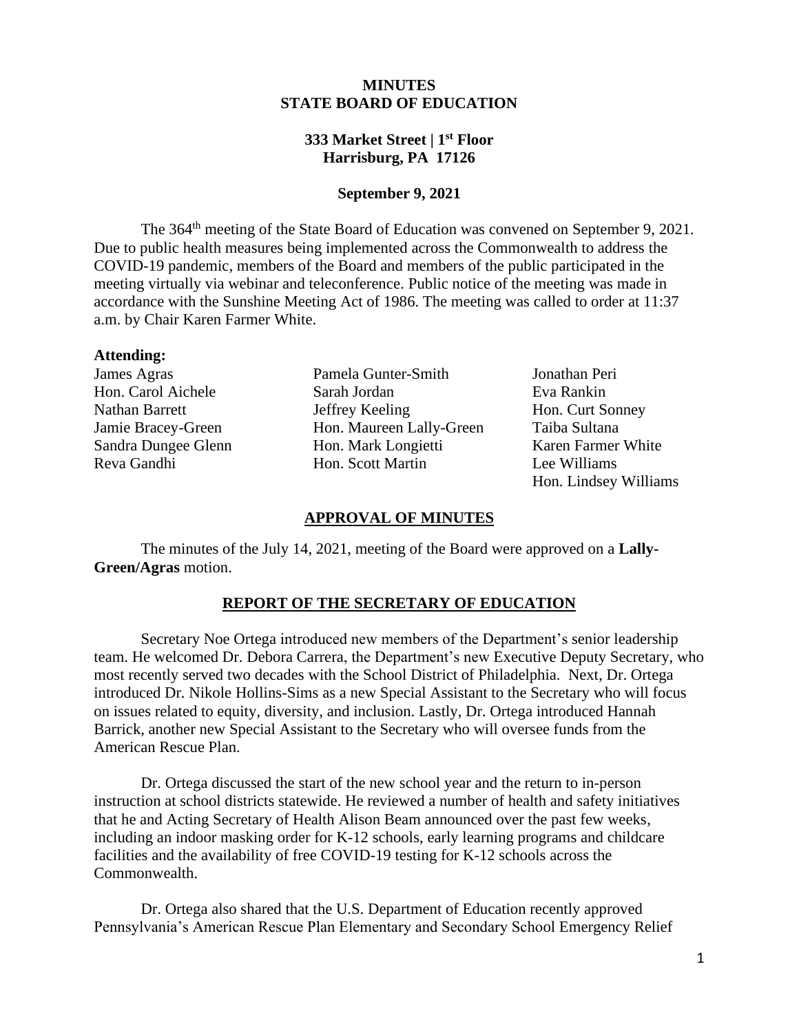# MINUTES
# STATE BOARD OF EDUCATION

### 333 Market Street | 1st Floor
### Harrisburg, PA 17126

### September 9, 2021

The 364th meeting of the State Board of Education was convened on September 9, 2021. Due to public health measures being implemented across the Commonwealth to address the COVID-19 pandemic, members of the Board and members of the public participated in the meeting virtually via webinar and teleconference. Public notice of the meeting was made in accordance with the Sunshine Meeting Act of 1986. The meeting was called to order at 11:37 a.m. by Chair Karen Farmer White.

**Attending:**

James Agras
Hon. Carol Aichele
Nathan Barrett
Jamie Bracey-Green
Sandra Dungee Glenn
Reva Gandhi
Pamela Gunter-Smith
Sarah Jordan
Jeffrey Keeling
Hon. Maureen Lally-Green
Hon. Mark Longietti
Hon. Scott Martin
Jonathan Peri
Eva Rankin
Hon. Curt Sonney
Taiba Sultana
Karen Farmer White
Lee Williams
Hon. Lindsey Williams

## APPROVAL OF MINUTES

The minutes of the July 14, 2021, meeting of the Board were approved on a **Lally-Green/Agras** motion.

## REPORT OF THE SECRETARY OF EDUCATION

Secretary Noe Ortega introduced new members of the Department's senior leadership team. He welcomed Dr. Debora Carrera, the Department's new Executive Deputy Secretary, who most recently served two decades with the School District of Philadelphia. Next, Dr. Ortega introduced Dr. Nikole Hollins-Sims as a new Special Assistant to the Secretary who will focus on issues related to equity, diversity, and inclusion. Lastly, Dr. Ortega introduced Hannah Barrick, another new Special Assistant to the Secretary who will oversee funds from the American Rescue Plan.

Dr. Ortega discussed the start of the new school year and the return to in-person instruction at school districts statewide. He reviewed a number of health and safety initiatives that he and Acting Secretary of Health Alison Beam announced over the past few weeks, including an indoor masking order for K-12 schools, early learning programs and childcare facilities and the availability of free COVID-19 testing for K-12 schools across the Commonwealth.

Dr. Ortega also shared that the U.S. Department of Education recently approved Pennsylvania's American Rescue Plan Elementary and Secondary School Emergency Relief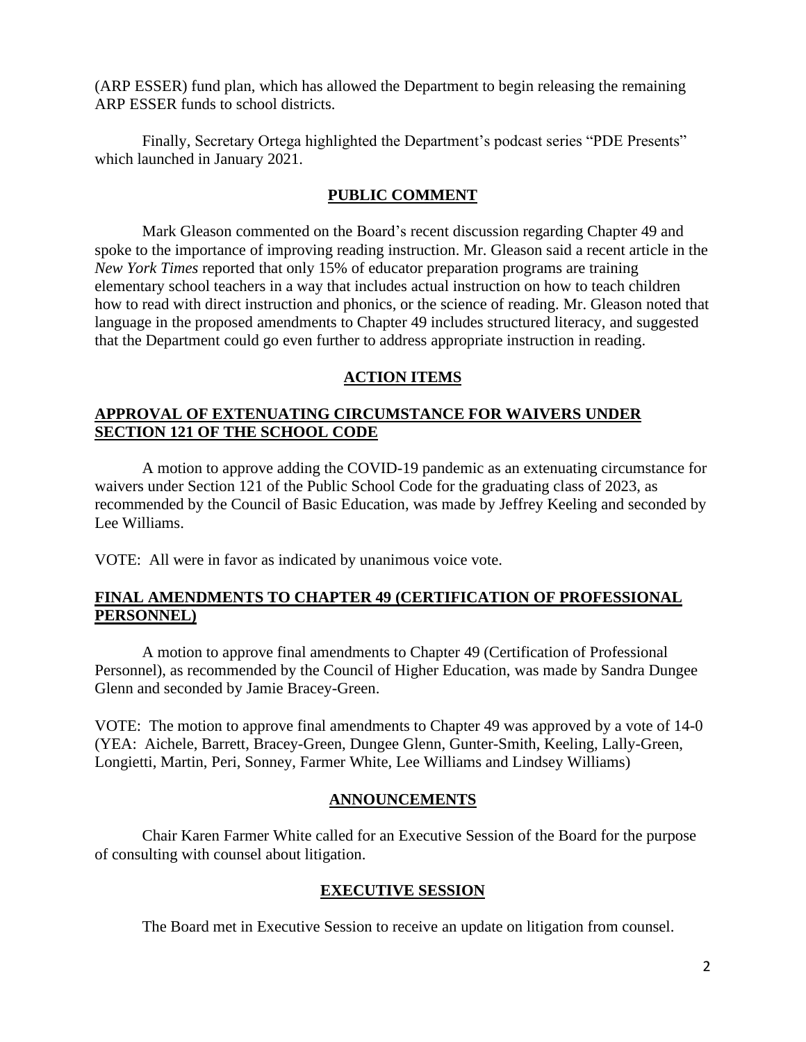(ARP ESSER) fund plan, which has allowed the Department to begin releasing the remaining ARP ESSER funds to school districts.

Finally, Secretary Ortega highlighted the Department's podcast series "PDE Presents" which launched in January 2021.

## PUBLIC COMMENT

Mark Gleason commented on the Board's recent discussion regarding Chapter 49 and spoke to the importance of improving reading instruction. Mr. Gleason said a recent article in the *New York Times* reported that only 15% of educator preparation programs are training elementary school teachers in a way that includes actual instruction on how to teach children how to read with direct instruction and phonics, or the science of reading. Mr. Gleason noted that language in the proposed amendments to Chapter 49 includes structured literacy, and suggested that the Department could go even further to address appropriate instruction in reading.

## ACTION ITEMS

### APPROVAL OF EXTENUATING CIRCUMSTANCE FOR WAIVERS UNDER SECTION 121 OF THE SCHOOL CODE

A motion to approve adding the COVID-19 pandemic as an extenuating circumstance for waivers under Section 121 of the Public School Code for the graduating class of 2023, as recommended by the Council of Basic Education, was made by Jeffrey Keeling and seconded by Lee Williams.

VOTE: All were in favor as indicated by unanimous voice vote.

### FINAL AMENDMENTS TO CHAPTER 49 (CERTIFICATION OF PROFESSIONAL PERSONNEL)

A motion to approve final amendments to Chapter 49 (Certification of Professional Personnel), as recommended by the Council of Higher Education, was made by Sandra Dungee Glenn and seconded by Jamie Bracey-Green.

VOTE: The motion to approve final amendments to Chapter 49 was approved by a vote of 14-0 (YEA: Aichele, Barrett, Bracey-Green, Dungee Glenn, Gunter-Smith, Keeling, Lally-Green, Longietti, Martin, Peri, Sonney, Farmer White, Lee Williams and Lindsey Williams)

## ANNOUNCEMENTS

Chair Karen Farmer White called for an Executive Session of the Board for the purpose of consulting with counsel about litigation.

## EXECUTIVE SESSION

The Board met in Executive Session to receive an update on litigation from counsel.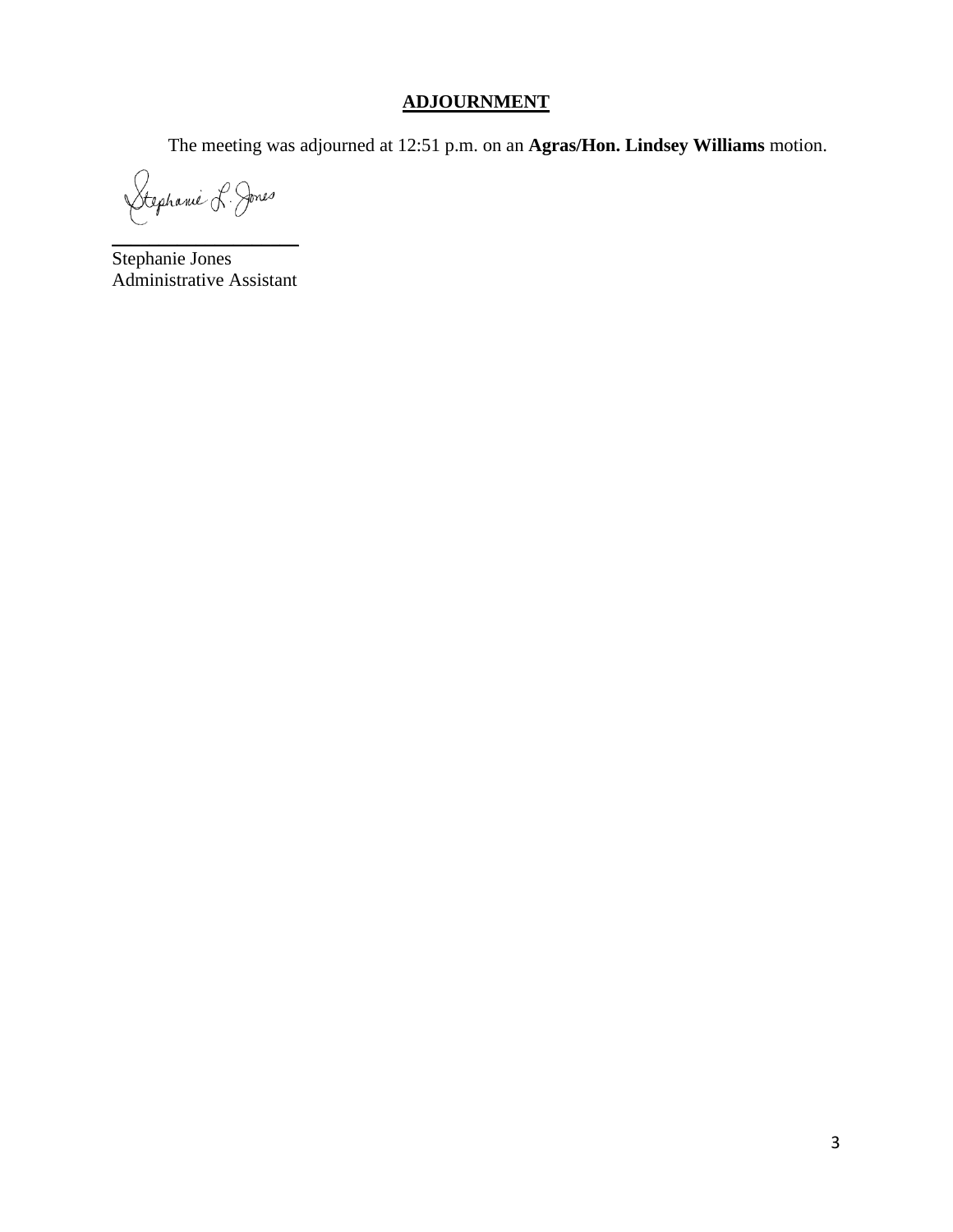## ADJOURNMENT

The meeting was adjourned at 12:51 p.m. on an **Agras/Hon. Lindsey Williams** motion.

Stephanie L. Jones

Stephanie Jones
Administrative Assistant